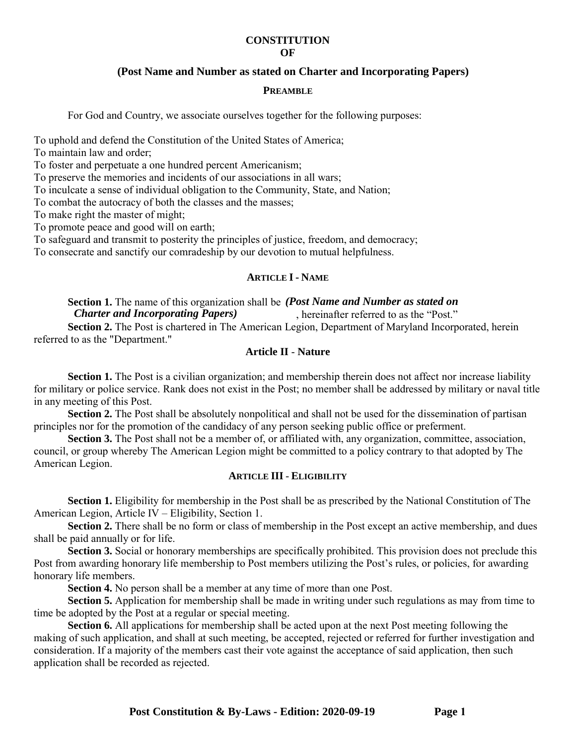# CONSTITUTION
# OF

## (Post Name and Number as stated on Charter and Incorporating Papers)

### PREAMBLE

For God and Country, we associate ourselves together for the following purposes:

To uphold and defend the Constitution of the United States of America;
To maintain law and order;
To foster and perpetuate a one hundred percent Americanism;
To preserve the memories and incidents of our associations in all wars;
To inculcate a sense of individual obligation to the Community, State, and Nation;
To combat the autocracy of both the classes and the masses;
To make right the master of might;
To promote peace and good will on earth;
To safeguard and transmit to posterity the principles of justice, freedom, and democracy;
To consecrate and sanctify our comradeship by our devotion to mutual helpfulness.

### ARTICLE I - NAME

**Section 1.** The name of this organization shall be ***(Post Name and Number as stated on Charter and Incorporating Papers)***, hereinafter referred to as the "Post."

**Section 2.** The Post is chartered in The American Legion, Department of Maryland Incorporated, herein referred to as the "Department."

### Article II - Nature

**Section 1.** The Post is a civilian organization; and membership therein does not affect nor increase liability for military or police service. Rank does not exist in the Post; no member shall be addressed by military or naval title in any meeting of this Post.

**Section 2.** The Post shall be absolutely nonpolitical and shall not be used for the dissemination of partisan principles nor for the promotion of the candidacy of any person seeking public office or preferment.

**Section 3.** The Post shall not be a member of, or affiliated with, any organization, committee, association, council, or group whereby The American Legion might be committed to a policy contrary to that adopted by The American Legion.

### ARTICLE III - ELIGIBILITY

**Section 1.** Eligibility for membership in the Post shall be as prescribed by the National Constitution of The American Legion, Article IV – Eligibility, Section 1.

**Section 2.** There shall be no form or class of membership in the Post except an active membership, and dues shall be paid annually or for life.

**Section 3.** Social or honorary memberships are specifically prohibited. This provision does not preclude this Post from awarding honorary life membership to Post members utilizing the Post's rules, or policies, for awarding honorary life members.

**Section 4.** No person shall be a member at any time of more than one Post.

**Section 5.** Application for membership shall be made in writing under such regulations as may from time to time be adopted by the Post at a regular or special meeting.

**Section 6.** All applications for membership shall be acted upon at the next Post meeting following the making of such application, and shall at such meeting, be accepted, rejected or referred for further investigation and consideration. If a majority of the members cast their vote against the acceptance of said application, then such application shall be recorded as rejected.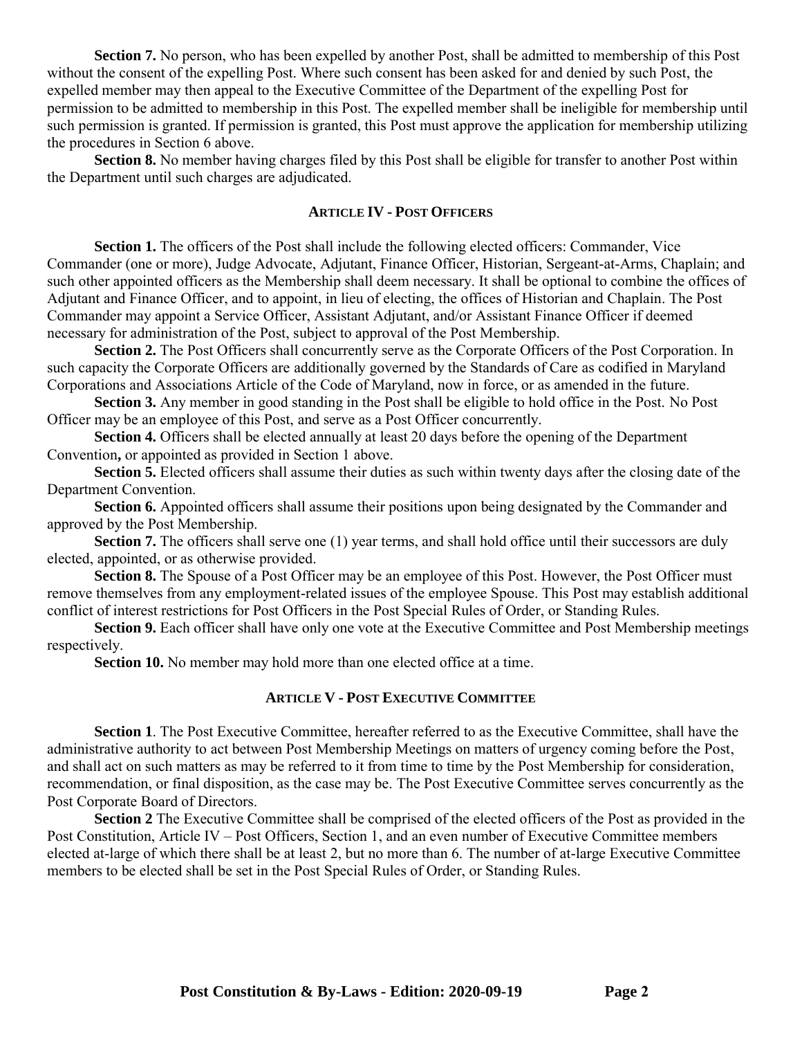**Section 7.** No person, who has been expelled by another Post, shall be admitted to membership of this Post without the consent of the expelling Post. Where such consent has been asked for and denied by such Post, the expelled member may then appeal to the Executive Committee of the Department of the expelling Post for permission to be admitted to membership in this Post. The expelled member shall be ineligible for membership until such permission is granted. If permission is granted, this Post must approve the application for membership utilizing the procedures in Section 6 above.

**Section 8.** No member having charges filed by this Post shall be eligible for transfer to another Post within the Department until such charges are adjudicated.

### ARTICLE IV - POST OFFICERS

**Section 1.** The officers of the Post shall include the following elected officers: Commander, Vice Commander (one or more), Judge Advocate, Adjutant, Finance Officer, Historian, Sergeant-at-Arms, Chaplain; and such other appointed officers as the Membership shall deem necessary. It shall be optional to combine the offices of Adjutant and Finance Officer, and to appoint, in lieu of electing, the offices of Historian and Chaplain. The Post Commander may appoint a Service Officer, Assistant Adjutant, and/or Assistant Finance Officer if deemed necessary for administration of the Post, subject to approval of the Post Membership.

**Section 2.** The Post Officers shall concurrently serve as the Corporate Officers of the Post Corporation. In such capacity the Corporate Officers are additionally governed by the Standards of Care as codified in Maryland Corporations and Associations Article of the Code of Maryland, now in force, or as amended in the future.

**Section 3.** Any member in good standing in the Post shall be eligible to hold office in the Post. No Post Officer may be an employee of this Post, and serve as a Post Officer concurrently.

**Section 4.** Officers shall be elected annually at least 20 days before the opening of the Department Convention**,** or appointed as provided in Section 1 above.

**Section 5.** Elected officers shall assume their duties as such within twenty days after the closing date of the Department Convention.

**Section 6.** Appointed officers shall assume their positions upon being designated by the Commander and approved by the Post Membership.

**Section 7.** The officers shall serve one (1) year terms, and shall hold office until their successors are duly elected, appointed, or as otherwise provided.

**Section 8.** The Spouse of a Post Officer may be an employee of this Post. However, the Post Officer must remove themselves from any employment-related issues of the employee Spouse. This Post may establish additional conflict of interest restrictions for Post Officers in the Post Special Rules of Order, or Standing Rules.

**Section 9.** Each officer shall have only one vote at the Executive Committee and Post Membership meetings respectively.

**Section 10.** No member may hold more than one elected office at a time.

### ARTICLE V - POST EXECUTIVE COMMITTEE

**Section 1**. The Post Executive Committee, hereafter referred to as the Executive Committee, shall have the administrative authority to act between Post Membership Meetings on matters of urgency coming before the Post, and shall act on such matters as may be referred to it from time to time by the Post Membership for consideration, recommendation, or final disposition, as the case may be. The Post Executive Committee serves concurrently as the Post Corporate Board of Directors.

**Section 2** The Executive Committee shall be comprised of the elected officers of the Post as provided in the Post Constitution, Article IV – Post Officers, Section 1, and an even number of Executive Committee members elected at-large of which there shall be at least 2, but no more than 6. The number of at-large Executive Committee members to be elected shall be set in the Post Special Rules of Order, or Standing Rules.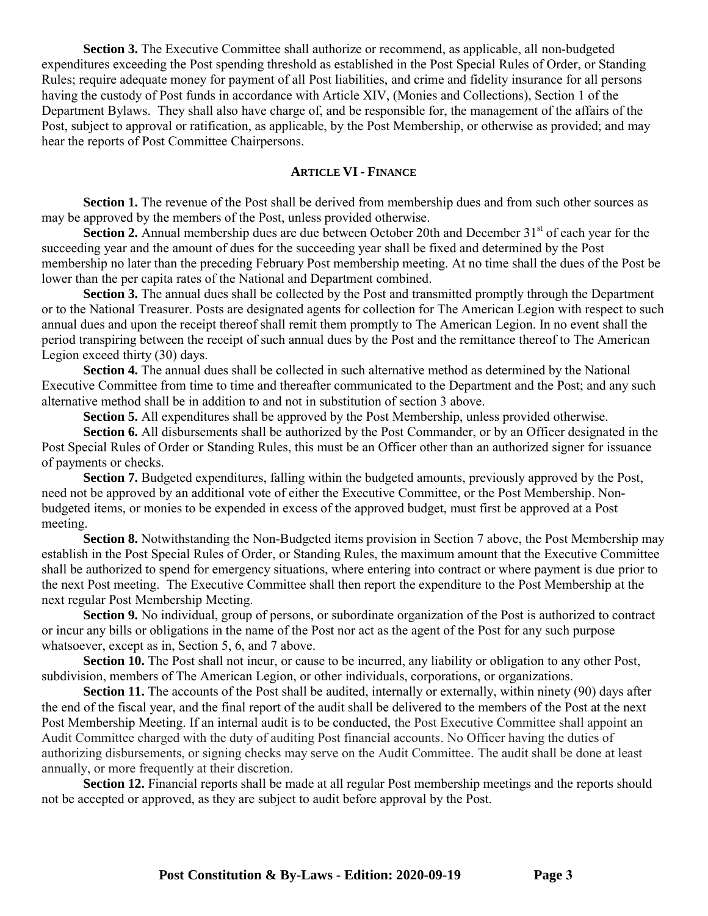**Section 3.** The Executive Committee shall authorize or recommend, as applicable, all non-budgeted expenditures exceeding the Post spending threshold as established in the Post Special Rules of Order, or Standing Rules; require adequate money for payment of all Post liabilities, and crime and fidelity insurance for all persons having the custody of Post funds in accordance with Article XIV, (Monies and Collections), Section 1 of the Department Bylaws. They shall also have charge of, and be responsible for, the management of the affairs of the Post, subject to approval or ratification, as applicable, by the Post Membership, or otherwise as provided; and may hear the reports of Post Committee Chairpersons.

## ARTICLE VI - FINANCE

**Section 1.** The revenue of the Post shall be derived from membership dues and from such other sources as may be approved by the members of the Post, unless provided otherwise.

**Section 2.** Annual membership dues are due between October 20th and December 31st of each year for the succeeding year and the amount of dues for the succeeding year shall be fixed and determined by the Post membership no later than the preceding February Post membership meeting. At no time shall the dues of the Post be lower than the per capita rates of the National and Department combined.

**Section 3.** The annual dues shall be collected by the Post and transmitted promptly through the Department or to the National Treasurer. Posts are designated agents for collection for The American Legion with respect to such annual dues and upon the receipt thereof shall remit them promptly to The American Legion. In no event shall the period transpiring between the receipt of such annual dues by the Post and the remittance thereof to The American Legion exceed thirty (30) days.

**Section 4.** The annual dues shall be collected in such alternative method as determined by the National Executive Committee from time to time and thereafter communicated to the Department and the Post; and any such alternative method shall be in addition to and not in substitution of section 3 above.

**Section 5.** All expenditures shall be approved by the Post Membership, unless provided otherwise.

**Section 6.** All disbursements shall be authorized by the Post Commander, or by an Officer designated in the Post Special Rules of Order or Standing Rules, this must be an Officer other than an authorized signer for issuance of payments or checks.

**Section 7.** Budgeted expenditures, falling within the budgeted amounts, previously approved by the Post, need not be approved by an additional vote of either the Executive Committee, or the Post Membership. Non-budgeted items, or monies to be expended in excess of the approved budget, must first be approved at a Post meeting.

**Section 8.** Notwithstanding the Non-Budgeted items provision in Section 7 above, the Post Membership may establish in the Post Special Rules of Order, or Standing Rules, the maximum amount that the Executive Committee shall be authorized to spend for emergency situations, where entering into contract or where payment is due prior to the next Post meeting. The Executive Committee shall then report the expenditure to the Post Membership at the next regular Post Membership Meeting.

**Section 9.** No individual, group of persons, or subordinate organization of the Post is authorized to contract or incur any bills or obligations in the name of the Post nor act as the agent of the Post for any such purpose whatsoever, except as in, Section 5, 6, and 7 above.

**Section 10.** The Post shall not incur, or cause to be incurred, any liability or obligation to any other Post, subdivision, members of The American Legion, or other individuals, corporations, or organizations.

**Section 11.** The accounts of the Post shall be audited, internally or externally, within ninety (90) days after the end of the fiscal year, and the final report of the audit shall be delivered to the members of the Post at the next Post Membership Meeting. If an internal audit is to be conducted, the Post Executive Committee shall appoint an Audit Committee charged with the duty of auditing Post financial accounts. No Officer having the duties of authorizing disbursements, or signing checks may serve on the Audit Committee. The audit shall be done at least annually, or more frequently at their discretion.

**Section 12.** Financial reports shall be made at all regular Post membership meetings and the reports should not be accepted or approved, as they are subject to audit before approval by the Post.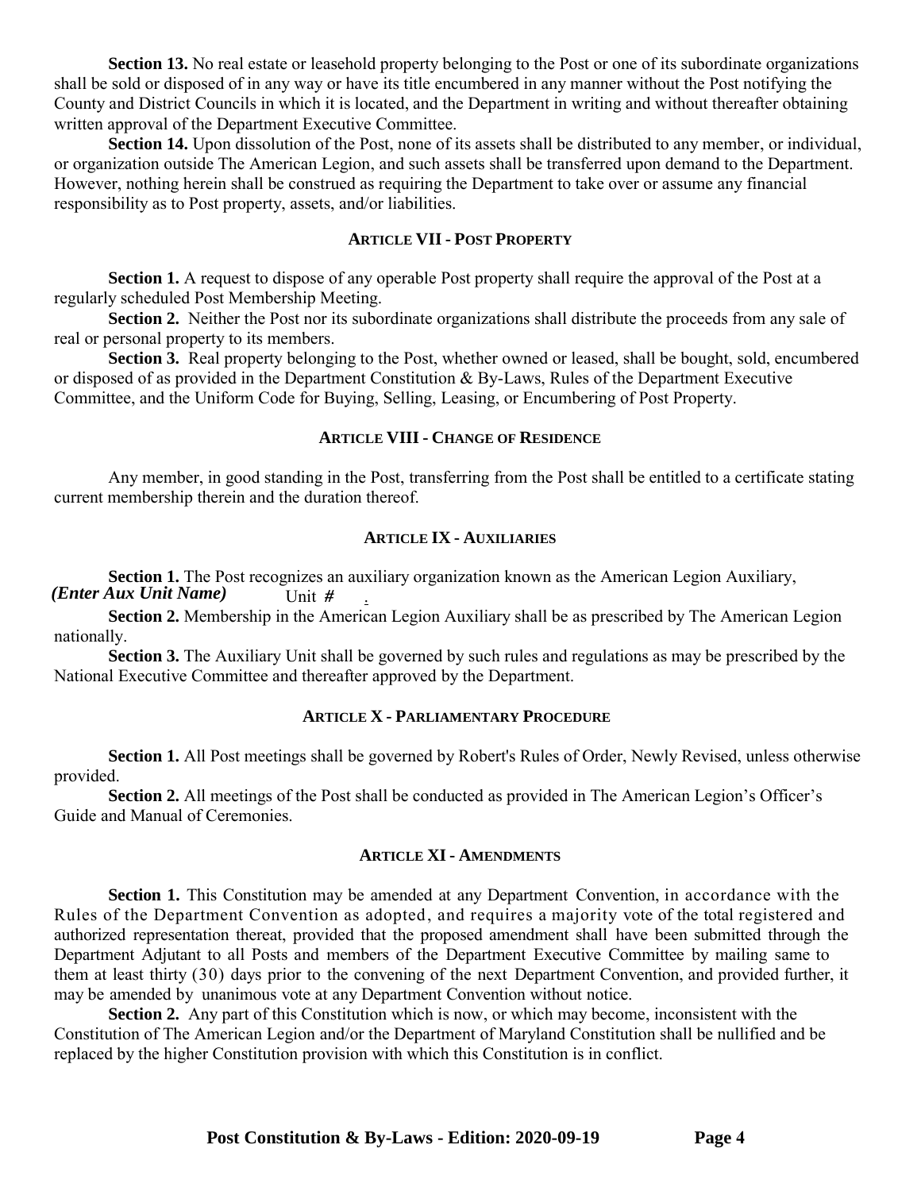**Section 13.** No real estate or leasehold property belonging to the Post or one of its subordinate organizations shall be sold or disposed of in any way or have its title encumbered in any manner without the Post notifying the County and District Councils in which it is located, and the Department in writing and without thereafter obtaining written approval of the Department Executive Committee.

**Section 14.** Upon dissolution of the Post, none of its assets shall be distributed to any member, or individual, or organization outside The American Legion, and such assets shall be transferred upon demand to the Department. However, nothing herein shall be construed as requiring the Department to take over or assume any financial responsibility as to Post property, assets, and/or liabilities.

### ARTICLE VII - POST PROPERTY

**Section 1.** A request to dispose of any operable Post property shall require the approval of the Post at a regularly scheduled Post Membership Meeting.

**Section 2.** Neither the Post nor its subordinate organizations shall distribute the proceeds from any sale of real or personal property to its members.

**Section 3.** Real property belonging to the Post, whether owned or leased, shall be bought, sold, encumbered or disposed of as provided in the Department Constitution & By-Laws, Rules of the Department Executive Committee, and the Uniform Code for Buying, Selling, Leasing, or Encumbering of Post Property.

### ARTICLE VIII - CHANGE OF RESIDENCE

Any member, in good standing in the Post, transferring from the Post shall be entitled to a certificate stating current membership therein and the duration thereof.

### ARTICLE IX - AUXILIARIES

**Section 1.** The Post recognizes an auxiliary organization known as the American Legion Auxiliary, ***(Enter Aux Unit Name)*** Unit ***#*** .

**Section 2.** Membership in the American Legion Auxiliary shall be as prescribed by The American Legion nationally.

**Section 3.** The Auxiliary Unit shall be governed by such rules and regulations as may be prescribed by the National Executive Committee and thereafter approved by the Department.

### ARTICLE X - PARLIAMENTARY PROCEDURE

**Section 1.** All Post meetings shall be governed by Robert's Rules of Order, Newly Revised, unless otherwise provided.

**Section 2.** All meetings of the Post shall be conducted as provided in The American Legion's Officer's Guide and Manual of Ceremonies.

### ARTICLE XI - AMENDMENTS

**Section 1.** This Constitution may be amended at any Department Convention, in accordance with the Rules of the Department Convention as adopted, and requires a majority vote of the total registered and authorized representation thereat, provided that the proposed amendment shall have been submitted through the Department Adjutant to all Posts and members of the Department Executive Committee by mailing same to them at least thirty (30) days prior to the convening of the next Department Convention, and provided further, it may be amended by unanimous vote at any Department Convention without notice.

**Section 2.** Any part of this Constitution which is now, or which may become, inconsistent with the Constitution of The American Legion and/or the Department of Maryland Constitution shall be nullified and be replaced by the higher Constitution provision with which this Constitution is in conflict.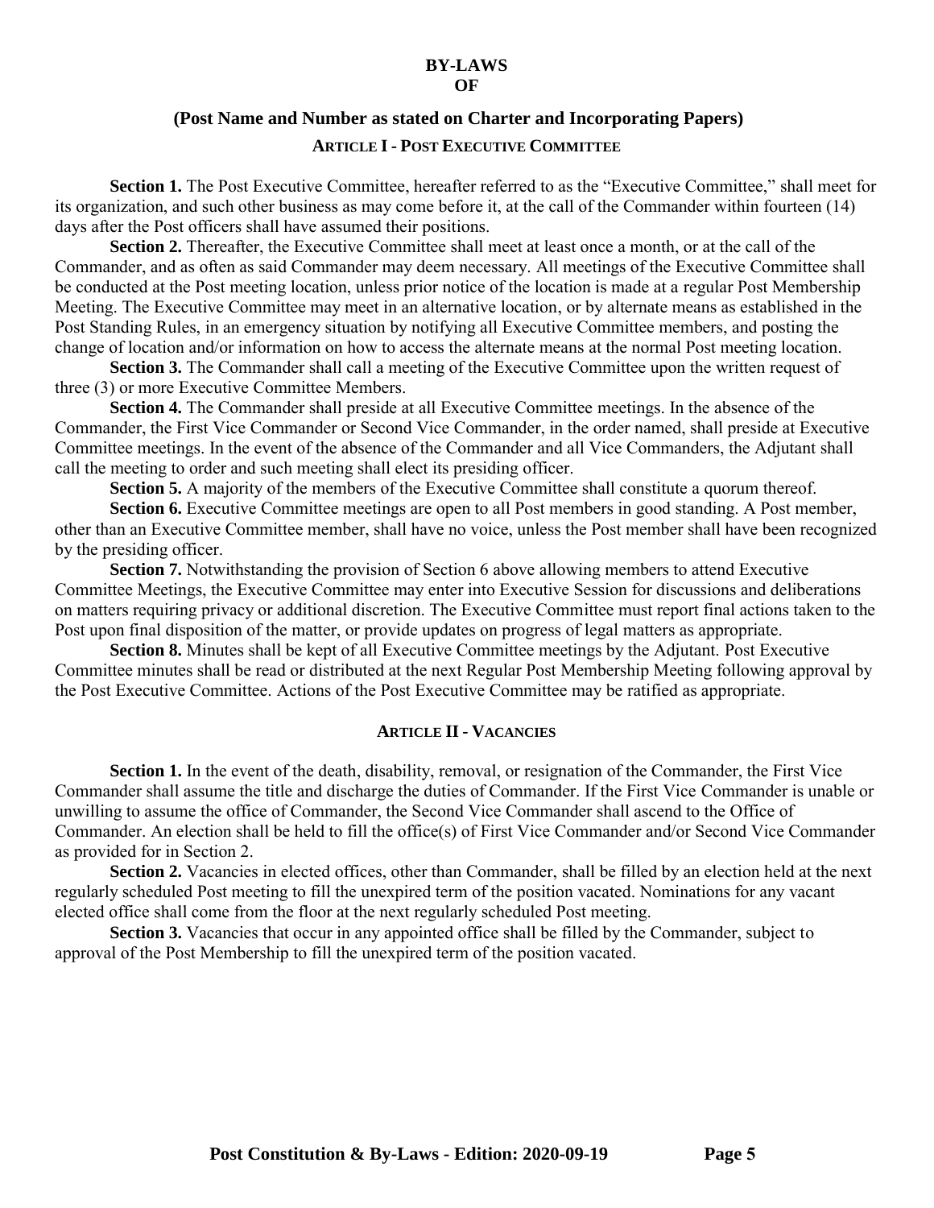# BY-LAWS
# OF

## (Post Name and Number as stated on Charter and Incorporating Papers)

### ARTICLE I - POST EXECUTIVE COMMITTEE

**Section 1.** The Post Executive Committee, hereafter referred to as the "Executive Committee," shall meet for its organization, and such other business as may come before it, at the call of the Commander within fourteen (14) days after the Post officers shall have assumed their positions.

**Section 2.** Thereafter, the Executive Committee shall meet at least once a month, or at the call of the Commander, and as often as said Commander may deem necessary. All meetings of the Executive Committee shall be conducted at the Post meeting location, unless prior notice of the location is made at a regular Post Membership Meeting. The Executive Committee may meet in an alternative location, or by alternate means as established in the Post Standing Rules, in an emergency situation by notifying all Executive Committee members, and posting the change of location and/or information on how to access the alternate means at the normal Post meeting location.

**Section 3.** The Commander shall call a meeting of the Executive Committee upon the written request of three (3) or more Executive Committee Members.

**Section 4.** The Commander shall preside at all Executive Committee meetings. In the absence of the Commander, the First Vice Commander or Second Vice Commander, in the order named, shall preside at Executive Committee meetings. In the event of the absence of the Commander and all Vice Commanders, the Adjutant shall call the meeting to order and such meeting shall elect its presiding officer.

**Section 5.** A majority of the members of the Executive Committee shall constitute a quorum thereof.

**Section 6.** Executive Committee meetings are open to all Post members in good standing. A Post member, other than an Executive Committee member, shall have no voice, unless the Post member shall have been recognized by the presiding officer.

**Section 7.** Notwithstanding the provision of Section 6 above allowing members to attend Executive Committee Meetings, the Executive Committee may enter into Executive Session for discussions and deliberations on matters requiring privacy or additional discretion. The Executive Committee must report final actions taken to the Post upon final disposition of the matter, or provide updates on progress of legal matters as appropriate.

**Section 8.** Minutes shall be kept of all Executive Committee meetings by the Adjutant. Post Executive Committee minutes shall be read or distributed at the next Regular Post Membership Meeting following approval by the Post Executive Committee. Actions of the Post Executive Committee may be ratified as appropriate.

### ARTICLE II - VACANCIES

**Section 1.** In the event of the death, disability, removal, or resignation of the Commander, the First Vice Commander shall assume the title and discharge the duties of Commander. If the First Vice Commander is unable or unwilling to assume the office of Commander, the Second Vice Commander shall ascend to the Office of Commander. An election shall be held to fill the office(s) of First Vice Commander and/or Second Vice Commander as provided for in Section 2.

**Section 2.** Vacancies in elected offices, other than Commander, shall be filled by an election held at the next regularly scheduled Post meeting to fill the unexpired term of the position vacated. Nominations for any vacant elected office shall come from the floor at the next regularly scheduled Post meeting.

**Section 3.** Vacancies that occur in any appointed office shall be filled by the Commander, subject to approval of the Post Membership to fill the unexpired term of the position vacated.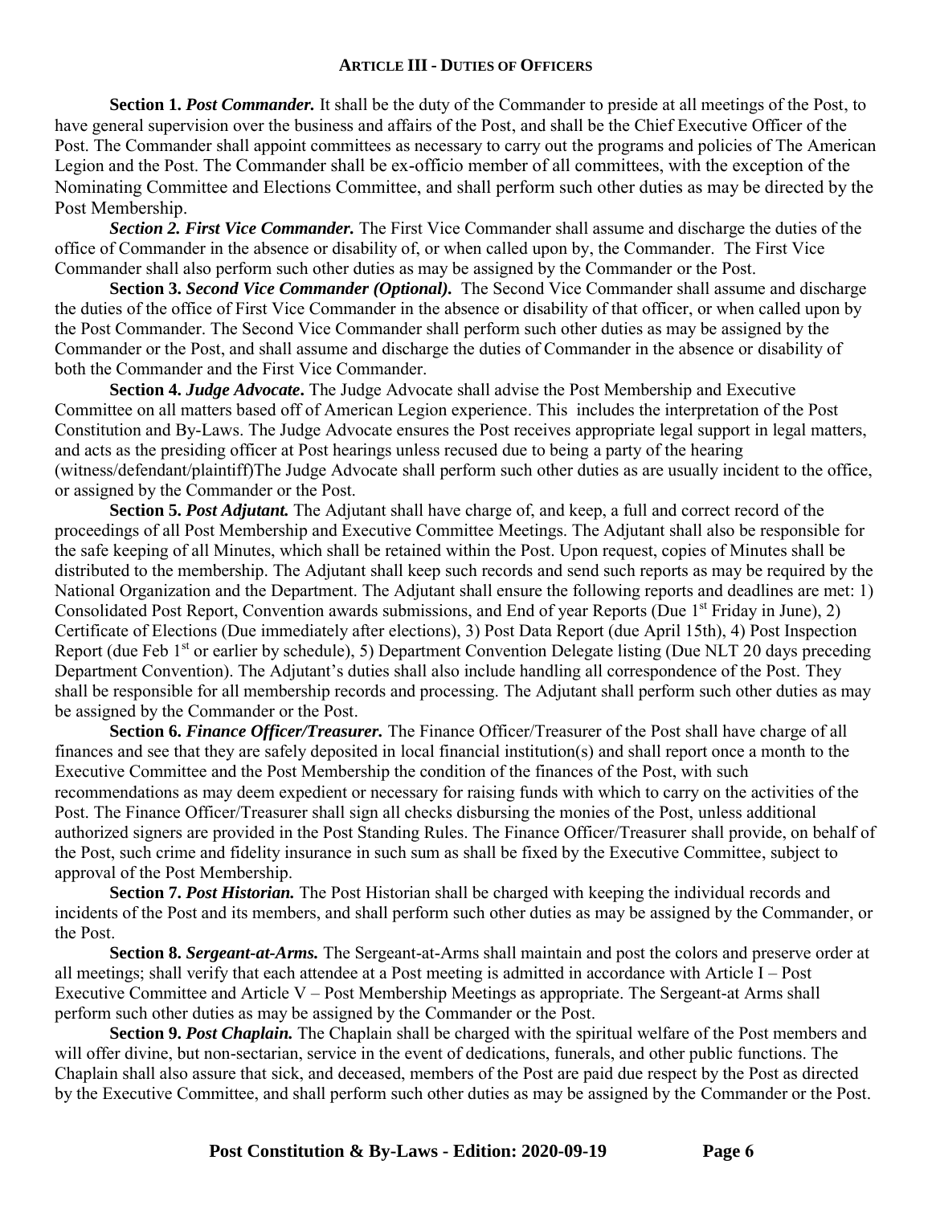## ARTICLE III - DUTIES OF OFFICERS

**Section 1.** ***Post Commander.*** It shall be the duty of the Commander to preside at all meetings of the Post, to have general supervision over the business and affairs of the Post, and shall be the Chief Executive Officer of the Post. The Commander shall appoint committees as necessary to carry out the programs and policies of The American Legion and the Post. The Commander shall be ex-officio member of all committees, with the exception of the Nominating Committee and Elections Committee, and shall perform such other duties as may be directed by the Post Membership.

***Section 2. First Vice Commander.*** The First Vice Commander shall assume and discharge the duties of the office of Commander in the absence or disability of, or when called upon by, the Commander. The First Vice Commander shall also perform such other duties as may be assigned by the Commander or the Post.

**Section 3.** ***Second Vice Commander (Optional).*** The Second Vice Commander shall assume and discharge the duties of the office of First Vice Commander in the absence or disability of that officer, or when called upon by the Post Commander. The Second Vice Commander shall perform such other duties as may be assigned by the Commander or the Post, and shall assume and discharge the duties of Commander in the absence or disability of both the Commander and the First Vice Commander.

**Section 4.** ***Judge Advocate***. The Judge Advocate shall advise the Post Membership and Executive Committee on all matters based off of American Legion experience. This includes the interpretation of the Post Constitution and By-Laws. The Judge Advocate ensures the Post receives appropriate legal support in legal matters, and acts as the presiding officer at Post hearings unless recused due to being a party of the hearing (witness/defendant/plaintiff)The Judge Advocate shall perform such other duties as are usually incident to the office, or assigned by the Commander or the Post.

**Section 5.** ***Post Adjutant.*** The Adjutant shall have charge of, and keep, a full and correct record of the proceedings of all Post Membership and Executive Committee Meetings. The Adjutant shall also be responsible for the safe keeping of all Minutes, which shall be retained within the Post. Upon request, copies of Minutes shall be distributed to the membership. The Adjutant shall keep such records and send such reports as may be required by the National Organization and the Department. The Adjutant shall ensure the following reports and deadlines are met: 1) Consolidated Post Report, Convention awards submissions, and End of year Reports (Due 1st Friday in June), 2) Certificate of Elections (Due immediately after elections), 3) Post Data Report (due April 15th), 4) Post Inspection Report (due Feb 1st or earlier by schedule), 5) Department Convention Delegate listing (Due NLT 20 days preceding Department Convention). The Adjutant's duties shall also include handling all correspondence of the Post. They shall be responsible for all membership records and processing. The Adjutant shall perform such other duties as may be assigned by the Commander or the Post.

**Section 6.** ***Finance Officer/Treasurer.*** The Finance Officer/Treasurer of the Post shall have charge of all finances and see that they are safely deposited in local financial institution(s) and shall report once a month to the Executive Committee and the Post Membership the condition of the finances of the Post, with such recommendations as may deem expedient or necessary for raising funds with which to carry on the activities of the Post. The Finance Officer/Treasurer shall sign all checks disbursing the monies of the Post, unless additional authorized signers are provided in the Post Standing Rules. The Finance Officer/Treasurer shall provide, on behalf of the Post, such crime and fidelity insurance in such sum as shall be fixed by the Executive Committee, subject to approval of the Post Membership.

**Section 7.** ***Post Historian.*** The Post Historian shall be charged with keeping the individual records and incidents of the Post and its members, and shall perform such other duties as may be assigned by the Commander, or the Post.

**Section 8.** ***Sergeant-at-Arms.*** The Sergeant-at-Arms shall maintain and post the colors and preserve order at all meetings; shall verify that each attendee at a Post meeting is admitted in accordance with Article I – Post Executive Committee and Article V – Post Membership Meetings as appropriate. The Sergeant-at Arms shall perform such other duties as may be assigned by the Commander or the Post.

**Section 9.** ***Post Chaplain.*** The Chaplain shall be charged with the spiritual welfare of the Post members and will offer divine, but non-sectarian, service in the event of dedications, funerals, and other public functions. The Chaplain shall also assure that sick, and deceased, members of the Post are paid due respect by the Post as directed by the Executive Committee, and shall perform such other duties as may be assigned by the Commander or the Post.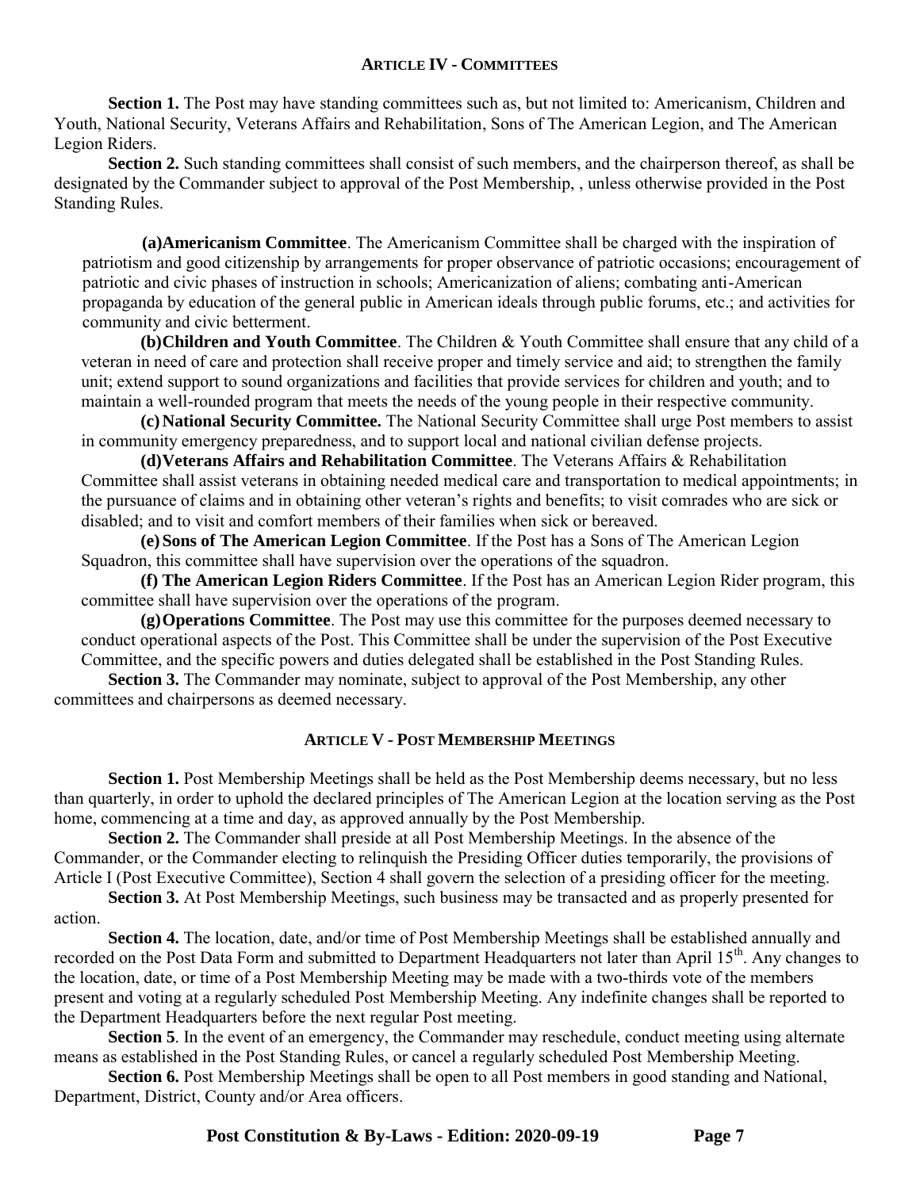## ARTICLE IV - COMMITTEES

**Section 1.** The Post may have standing committees such as, but not limited to: Americanism, Children and Youth, National Security, Veterans Affairs and Rehabilitation, Sons of The American Legion, and The American Legion Riders.

**Section 2.** Such standing committees shall consist of such members, and the chairperson thereof, as shall be designated by the Commander subject to approval of the Post Membership, , unless otherwise provided in the Post Standing Rules.

**(a) Americanism Committee**. The Americanism Committee shall be charged with the inspiration of patriotism and good citizenship by arrangements for proper observance of patriotic occasions; encouragement of patriotic and civic phases of instruction in schools; Americanization of aliens; combating anti-American propaganda by education of the general public in American ideals through public forums, etc.; and activities for community and civic betterment.

**(b) Children and Youth Committee**. The Children & Youth Committee shall ensure that any child of a veteran in need of care and protection shall receive proper and timely service and aid; to strengthen the family unit; extend support to sound organizations and facilities that provide services for children and youth; and to maintain a well-rounded program that meets the needs of the young people in their respective community.

**(c) National Security Committee.** The National Security Committee shall urge Post members to assist in community emergency preparedness, and to support local and national civilian defense projects.

**(d) Veterans Affairs and Rehabilitation Committee**. The Veterans Affairs & Rehabilitation Committee shall assist veterans in obtaining needed medical care and transportation to medical appointments; in the pursuance of claims and in obtaining other veteran's rights and benefits; to visit comrades who are sick or disabled; and to visit and comfort members of their families when sick or bereaved.

**(e) Sons of The American Legion Committee**. If the Post has a Sons of The American Legion Squadron, this committee shall have supervision over the operations of the squadron.

**(f) The American Legion Riders Committee**. If the Post has an American Legion Rider program, this committee shall have supervision over the operations of the program.

**(g) Operations Committee**. The Post may use this committee for the purposes deemed necessary to conduct operational aspects of the Post. This Committee shall be under the supervision of the Post Executive Committee, and the specific powers and duties delegated shall be established in the Post Standing Rules.

**Section 3.** The Commander may nominate, subject to approval of the Post Membership, any other committees and chairpersons as deemed necessary.

## ARTICLE V - POST MEMBERSHIP MEETINGS

**Section 1.** Post Membership Meetings shall be held as the Post Membership deems necessary, but no less than quarterly, in order to uphold the declared principles of The American Legion at the location serving as the Post home, commencing at a time and day, as approved annually by the Post Membership.

**Section 2.** The Commander shall preside at all Post Membership Meetings. In the absence of the Commander, or the Commander electing to relinquish the Presiding Officer duties temporarily, the provisions of Article I (Post Executive Committee), Section 4 shall govern the selection of a presiding officer for the meeting.

**Section 3.** At Post Membership Meetings, such business may be transacted and as properly presented for action.

**Section 4.** The location, date, and/or time of Post Membership Meetings shall be established annually and recorded on the Post Data Form and submitted to Department Headquarters not later than April 15th. Any changes to the location, date, or time of a Post Membership Meeting may be made with a two-thirds vote of the members present and voting at a regularly scheduled Post Membership Meeting. Any indefinite changes shall be reported to the Department Headquarters before the next regular Post meeting.

**Section 5**. In the event of an emergency, the Commander may reschedule, conduct meeting using alternate means as established in the Post Standing Rules, or cancel a regularly scheduled Post Membership Meeting.

**Section 6.** Post Membership Meetings shall be open to all Post members in good standing and National, Department, District, County and/or Area officers.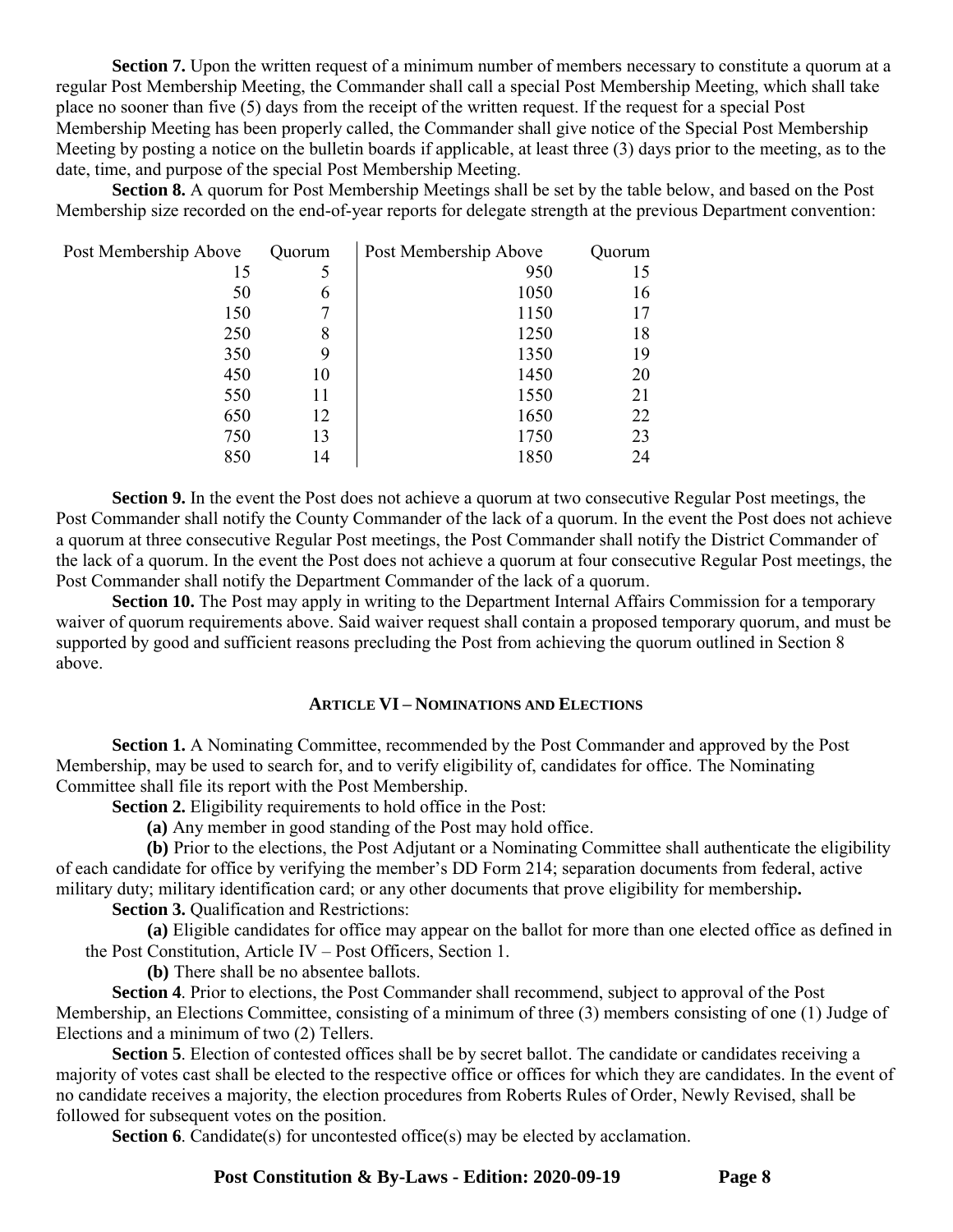**Section 7.** Upon the written request of a minimum number of members necessary to constitute a quorum at a regular Post Membership Meeting, the Commander shall call a special Post Membership Meeting, which shall take place no sooner than five (5) days from the receipt of the written request. If the request for a special Post Membership Meeting has been properly called, the Commander shall give notice of the Special Post Membership Meeting by posting a notice on the bulletin boards if applicable, at least three (3) days prior to the meeting, as to the date, time, and purpose of the special Post Membership Meeting.

**Section 8.** A quorum for Post Membership Meetings shall be set by the table below, and based on the Post Membership size recorded on the end-of-year reports for delegate strength at the previous Department convention:

| Post Membership Above | Quorum | Post Membership Above | Quorum |
|---|---|---|---|
| 15 | 5 | 950 | 15 |
| 50 | 6 | 1050 | 16 |
| 150 | 7 | 1150 | 17 |
| 250 | 8 | 1250 | 18 |
| 350 | 9 | 1350 | 19 |
| 450 | 10 | 1450 | 20 |
| 550 | 11 | 1550 | 21 |
| 650 | 12 | 1650 | 22 |
| 750 | 13 | 1750 | 23 |
| 850 | 14 | 1850 | 24 |

**Section 9.** In the event the Post does not achieve a quorum at two consecutive Regular Post meetings, the Post Commander shall notify the County Commander of the lack of a quorum. In the event the Post does not achieve a quorum at three consecutive Regular Post meetings, the Post Commander shall notify the District Commander of the lack of a quorum. In the event the Post does not achieve a quorum at four consecutive Regular Post meetings, the Post Commander shall notify the Department Commander of the lack of a quorum.

**Section 10.** The Post may apply in writing to the Department Internal Affairs Commission for a temporary waiver of quorum requirements above. Said waiver request shall contain a proposed temporary quorum, and must be supported by good and sufficient reasons precluding the Post from achieving the quorum outlined in Section 8 above.

## ARTICLE VI – NOMINATIONS AND ELECTIONS

**Section 1.** A Nominating Committee, recommended by the Post Commander and approved by the Post Membership, may be used to search for, and to verify eligibility of, candidates for office. The Nominating Committee shall file its report with the Post Membership.

**Section 2.** Eligibility requirements to hold office in the Post:

**(a)** Any member in good standing of the Post may hold office.

**(b)** Prior to the elections, the Post Adjutant or a Nominating Committee shall authenticate the eligibility of each candidate for office by verifying the member's DD Form 214; separation documents from federal, active military duty; military identification card; or any other documents that prove eligibility for membership**.**

**Section 3.** Qualification and Restrictions:

**(a)** Eligible candidates for office may appear on the ballot for more than one elected office as defined in the Post Constitution, Article IV – Post Officers, Section 1.

**(b)** There shall be no absentee ballots.

**Section 4**. Prior to elections, the Post Commander shall recommend, subject to approval of the Post Membership, an Elections Committee, consisting of a minimum of three (3) members consisting of one (1) Judge of Elections and a minimum of two (2) Tellers.

**Section 5**. Election of contested offices shall be by secret ballot. The candidate or candidates receiving a majority of votes cast shall be elected to the respective office or offices for which they are candidates. In the event of no candidate receives a majority, the election procedures from Roberts Rules of Order, Newly Revised, shall be followed for subsequent votes on the position.

**Section 6**. Candidate(s) for uncontested office(s) may be elected by acclamation.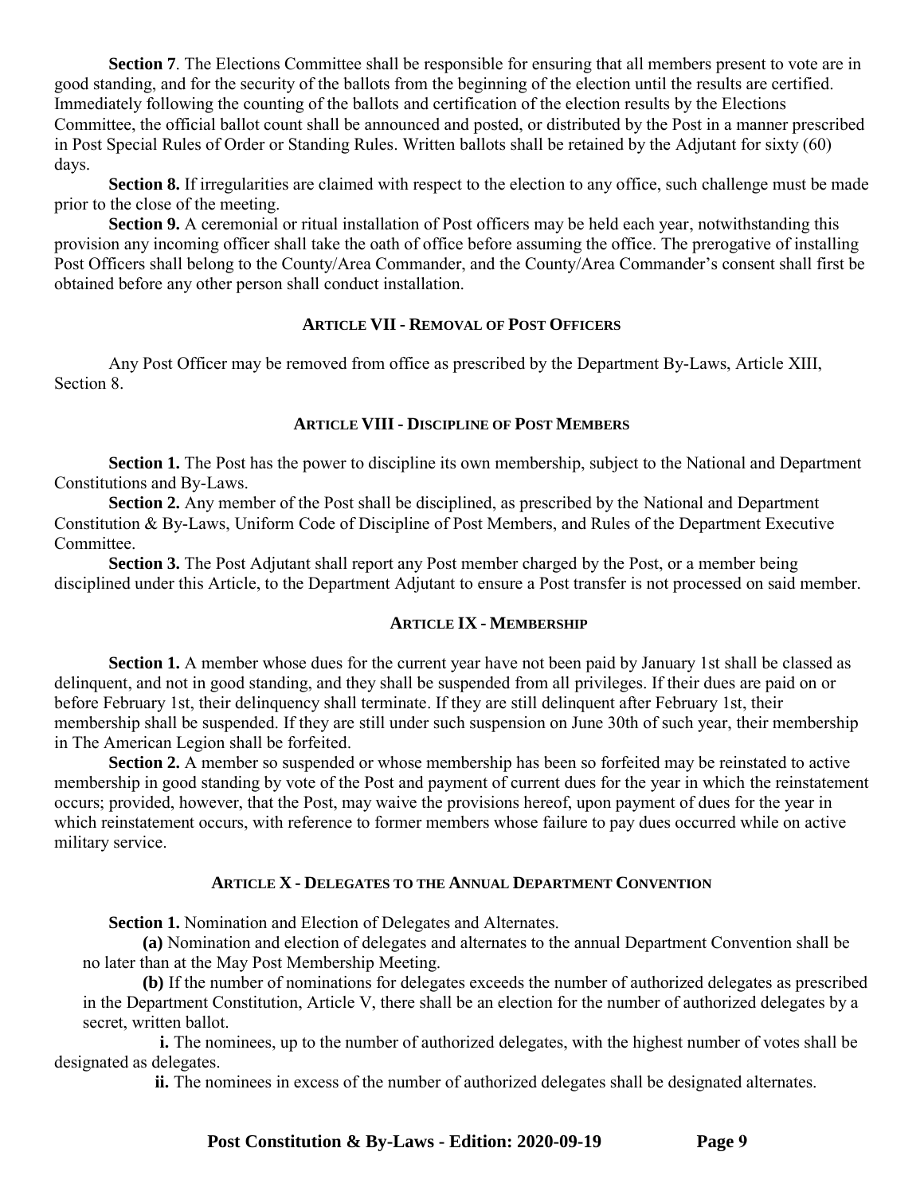**Section 7**. The Elections Committee shall be responsible for ensuring that all members present to vote are in good standing, and for the security of the ballots from the beginning of the election until the results are certified. Immediately following the counting of the ballots and certification of the election results by the Elections Committee, the official ballot count shall be announced and posted, or distributed by the Post in a manner prescribed in Post Special Rules of Order or Standing Rules. Written ballots shall be retained by the Adjutant for sixty (60) days.

**Section 8.** If irregularities are claimed with respect to the election to any office, such challenge must be made prior to the close of the meeting.

**Section 9.** A ceremonial or ritual installation of Post officers may be held each year, notwithstanding this provision any incoming officer shall take the oath of office before assuming the office. The prerogative of installing Post Officers shall belong to the County/Area Commander, and the County/Area Commander's consent shall first be obtained before any other person shall conduct installation.

## ARTICLE VII - REMOVAL OF POST OFFICERS

Any Post Officer may be removed from office as prescribed by the Department By-Laws, Article XIII, Section 8.

## ARTICLE VIII - DISCIPLINE OF POST MEMBERS

**Section 1.** The Post has the power to discipline its own membership, subject to the National and Department Constitutions and By-Laws.

**Section 2.** Any member of the Post shall be disciplined, as prescribed by the National and Department Constitution & By-Laws, Uniform Code of Discipline of Post Members, and Rules of the Department Executive Committee.

**Section 3.** The Post Adjutant shall report any Post member charged by the Post, or a member being disciplined under this Article, to the Department Adjutant to ensure a Post transfer is not processed on said member.

## ARTICLE IX - MEMBERSHIP

**Section 1.** A member whose dues for the current year have not been paid by January 1st shall be classed as delinquent, and not in good standing, and they shall be suspended from all privileges. If their dues are paid on or before February 1st, their delinquency shall terminate. If they are still delinquent after February 1st, their membership shall be suspended. If they are still under such suspension on June 30th of such year, their membership in The American Legion shall be forfeited.

**Section 2.** A member so suspended or whose membership has been so forfeited may be reinstated to active membership in good standing by vote of the Post and payment of current dues for the year in which the reinstatement occurs; provided, however, that the Post, may waive the provisions hereof, upon payment of dues for the year in which reinstatement occurs, with reference to former members whose failure to pay dues occurred while on active military service.

## ARTICLE X - DELEGATES TO THE ANNUAL DEPARTMENT CONVENTION

**Section 1.** Nomination and Election of Delegates and Alternates.

**(a)** Nomination and election of delegates and alternates to the annual Department Convention shall be no later than at the May Post Membership Meeting.

**(b)** If the number of nominations for delegates exceeds the number of authorized delegates as prescribed in the Department Constitution, Article V, there shall be an election for the number of authorized delegates by a secret, written ballot.

**i.** The nominees, up to the number of authorized delegates, with the highest number of votes shall be designated as delegates.

**ii.** The nominees in excess of the number of authorized delegates shall be designated alternates.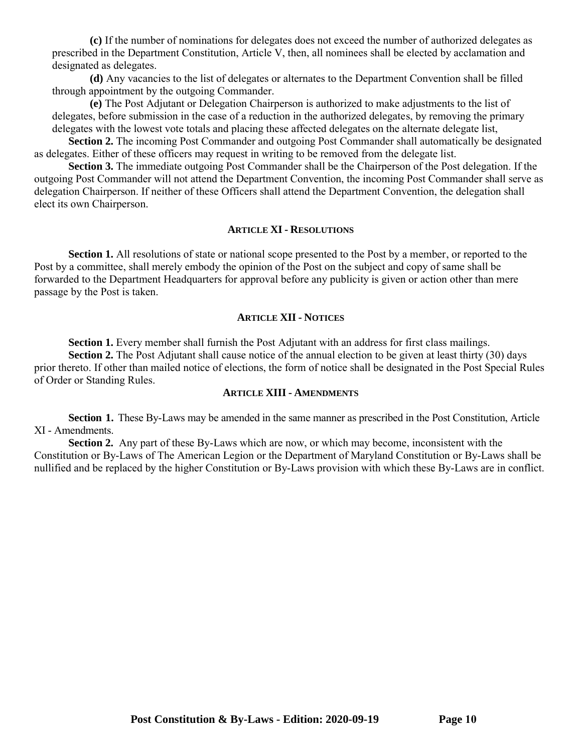**(c)** If the number of nominations for delegates does not exceed the number of authorized delegates as prescribed in the Department Constitution, Article V, then, all nominees shall be elected by acclamation and designated as delegates.

**(d)** Any vacancies to the list of delegates or alternates to the Department Convention shall be filled through appointment by the outgoing Commander.

**(e)** The Post Adjutant or Delegation Chairperson is authorized to make adjustments to the list of delegates, before submission in the case of a reduction in the authorized delegates, by removing the primary delegates with the lowest vote totals and placing these affected delegates on the alternate delegate list,

**Section 2.** The incoming Post Commander and outgoing Post Commander shall automatically be designated as delegates. Either of these officers may request in writing to be removed from the delegate list.

**Section 3.** The immediate outgoing Post Commander shall be the Chairperson of the Post delegation. If the outgoing Post Commander will not attend the Department Convention, the incoming Post Commander shall serve as delegation Chairperson. If neither of these Officers shall attend the Department Convention, the delegation shall elect its own Chairperson.

### ARTICLE XI - RESOLUTIONS

**Section 1.** All resolutions of state or national scope presented to the Post by a member, or reported to the Post by a committee, shall merely embody the opinion of the Post on the subject and copy of same shall be forwarded to the Department Headquarters for approval before any publicity is given or action other than mere passage by the Post is taken.

### ARTICLE XII - NOTICES

**Section 1.** Every member shall furnish the Post Adjutant with an address for first class mailings.

**Section 2.** The Post Adjutant shall cause notice of the annual election to be given at least thirty (30) days prior thereto. If other than mailed notice of elections, the form of notice shall be designated in the Post Special Rules of Order or Standing Rules.

### ARTICLE XIII - AMENDMENTS

**Section 1.** These By-Laws may be amended in the same manner as prescribed in the Post Constitution, Article XI - Amendments.

**Section 2.** Any part of these By-Laws which are now, or which may become, inconsistent with the Constitution or By-Laws of The American Legion or the Department of Maryland Constitution or By-Laws shall be nullified and be replaced by the higher Constitution or By-Laws provision with which these By-Laws are in conflict.